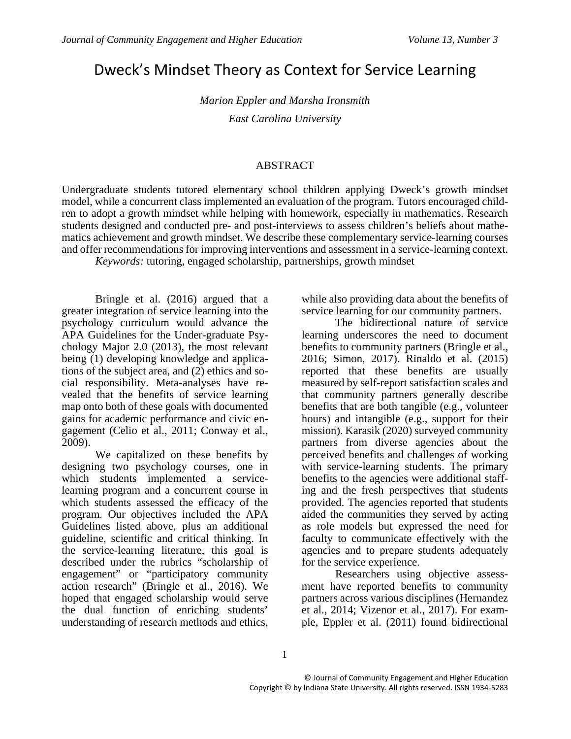# Dweck's Mindset Theory as Context for Service Learning

*Marion Eppler and Marsha Ironsmith*

*East Carolina University*

## ABSTRACT

Undergraduate students tutored elementary school children applying Dweck's growth mindset model, while a concurrent class implemented an evaluation of the program. Tutors encouraged children to adopt a growth mindset while helping with homework, especially in mathematics. Research students designed and conducted pre- and post-interviews to assess children's beliefs about mathematics achievement and growth mindset. We describe these complementary service-learning courses and offer recommendations for improving interventions and assessment in a service-learning context.

*Keywords:* tutoring, engaged scholarship, partnerships, growth mindset

Bringle et al. (2016) argued that a greater integration of service learning into the psychology curriculum would advance the APA Guidelines for the Under-graduate Psychology Major 2.0 (2013), the most relevant being (1) developing knowledge and applications of the subject area, and (2) ethics and social responsibility. Meta-analyses have revealed that the benefits of service learning map onto both of these goals with documented gains for academic performance and civic engagement (Celio et al., 2011; Conway et al., 2009).

We capitalized on these benefits by designing two psychology courses, one in which students implemented a service-learning program and a concurrent course in which students assessed the efficacy of the program. Our objectives included the APA Guidelines listed above, plus an additional guideline, scientific and critical thinking. In the service-learning literature, this goal is described under the rubrics "scholarship of engagement" or "participatory community action research" (Bringle et al., 2016). We hoped that engaged scholarship would serve the dual function of enriching students' understanding of research methods and ethics, while also providing data about the benefits of service learning for our community partners.

The bidirectional nature of service learning underscores the need to document benefits to community partners (Bringle et al., 2016; Simon, 2017). Rinaldo et al. (2015) reported that these benefits are usually measured by self-report satisfaction scales and that community partners generally describe benefits that are both tangible (e.g., volunteer hours) and intangible (e.g., support for their mission). Karasik (2020) surveyed community partners from diverse agencies about the perceived benefits and challenges of working with service-learning students. The primary benefits to the agencies were additional staffing and the fresh perspectives that students provided. The agencies reported that students aided the communities they served by acting as role models but expressed the need for faculty to communicate effectively with the agencies and to prepare students adequately for the service experience.

Researchers using objective assessment have reported benefits to community partners across various disciplines (Hernandez et al., 2014; Vizenor et al., 2017). For example, Eppler et al. (2011) found bidirectional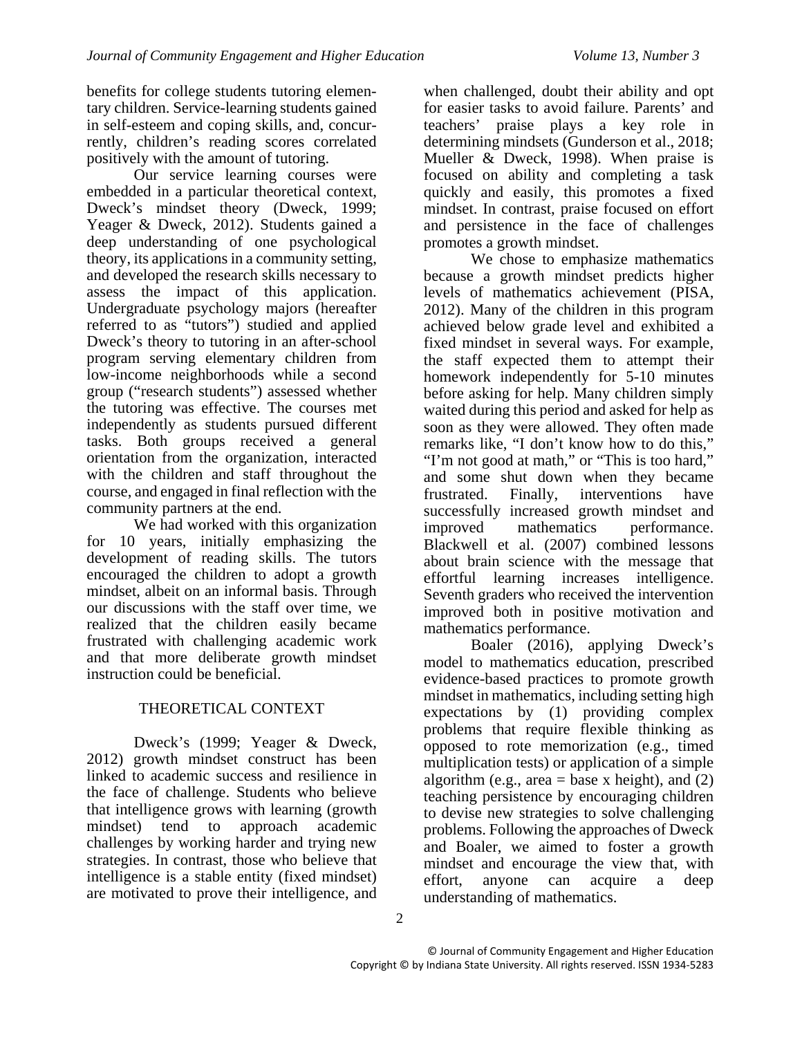benefits for college students tutoring elementary children. Service-learning students gained in self-esteem and coping skills, and, concurrently, children's reading scores correlated positively with the amount of tutoring.

Our service learning courses were embedded in a particular theoretical context, Dweck's mindset theory (Dweck, 1999; Yeager & Dweck, 2012). Students gained a deep understanding of one psychological theory, its applications in a community setting, and developed the research skills necessary to assess the impact of this application. Undergraduate psychology majors (hereafter referred to as "tutors") studied and applied Dweck's theory to tutoring in an after-school program serving elementary children from low-income neighborhoods while a second group ("research students") assessed whether the tutoring was effective. The courses met independently as students pursued different tasks. Both groups received a general orientation from the organization, interacted with the children and staff throughout the course, and engaged in final reflection with the community partners at the end.

We had worked with this organization for 10 years, initially emphasizing the development of reading skills. The tutors encouraged the children to adopt a growth mindset, albeit on an informal basis. Through our discussions with the staff over time, we realized that the children easily became frustrated with challenging academic work and that more deliberate growth mindset instruction could be beneficial.

## THEORETICAL CONTEXT

Dweck's (1999; Yeager & Dweck, 2012) growth mindset construct has been linked to academic success and resilience in the face of challenge. Students who believe that intelligence grows with learning (growth mindset) tend to approach academic challenges by working harder and trying new strategies. In contrast, those who believe that intelligence is a stable entity (fixed mindset) are motivated to prove their intelligence, and when challenged, doubt their ability and opt for easier tasks to avoid failure. Parents' and teachers' praise plays a key role in determining mindsets (Gunderson et al., 2018; Mueller & Dweck, 1998). When praise is focused on ability and completing a task quickly and easily, this promotes a fixed mindset. In contrast, praise focused on effort and persistence in the face of challenges promotes a growth mindset.

We chose to emphasize mathematics because a growth mindset predicts higher levels of mathematics achievement (PISA, 2012). Many of the children in this program achieved below grade level and exhibited a fixed mindset in several ways. For example, the staff expected them to attempt their homework independently for 5-10 minutes before asking for help. Many children simply waited during this period and asked for help as soon as they were allowed. They often made remarks like, "I don't know how to do this," "I'm not good at math," or "This is too hard," and some shut down when they became frustrated. Finally, interventions have successfully increased growth mindset and improved mathematics performance. Blackwell et al. (2007) combined lessons about brain science with the message that effortful learning increases intelligence. Seventh graders who received the intervention improved both in positive motivation and mathematics performance.

Boaler (2016), applying Dweck's model to mathematics education, prescribed evidence-based practices to promote growth mindset in mathematics, including setting high expectations by (1) providing complex problems that require flexible thinking as opposed to rote memorization (e.g., timed multiplication tests) or application of a simple algorithm (e.g., area = base x height), and (2) teaching persistence by encouraging children to devise new strategies to solve challenging problems. Following the approaches of Dweck and Boaler, we aimed to foster a growth mindset and encourage the view that, with effort, anyone can acquire a deep understanding of mathematics.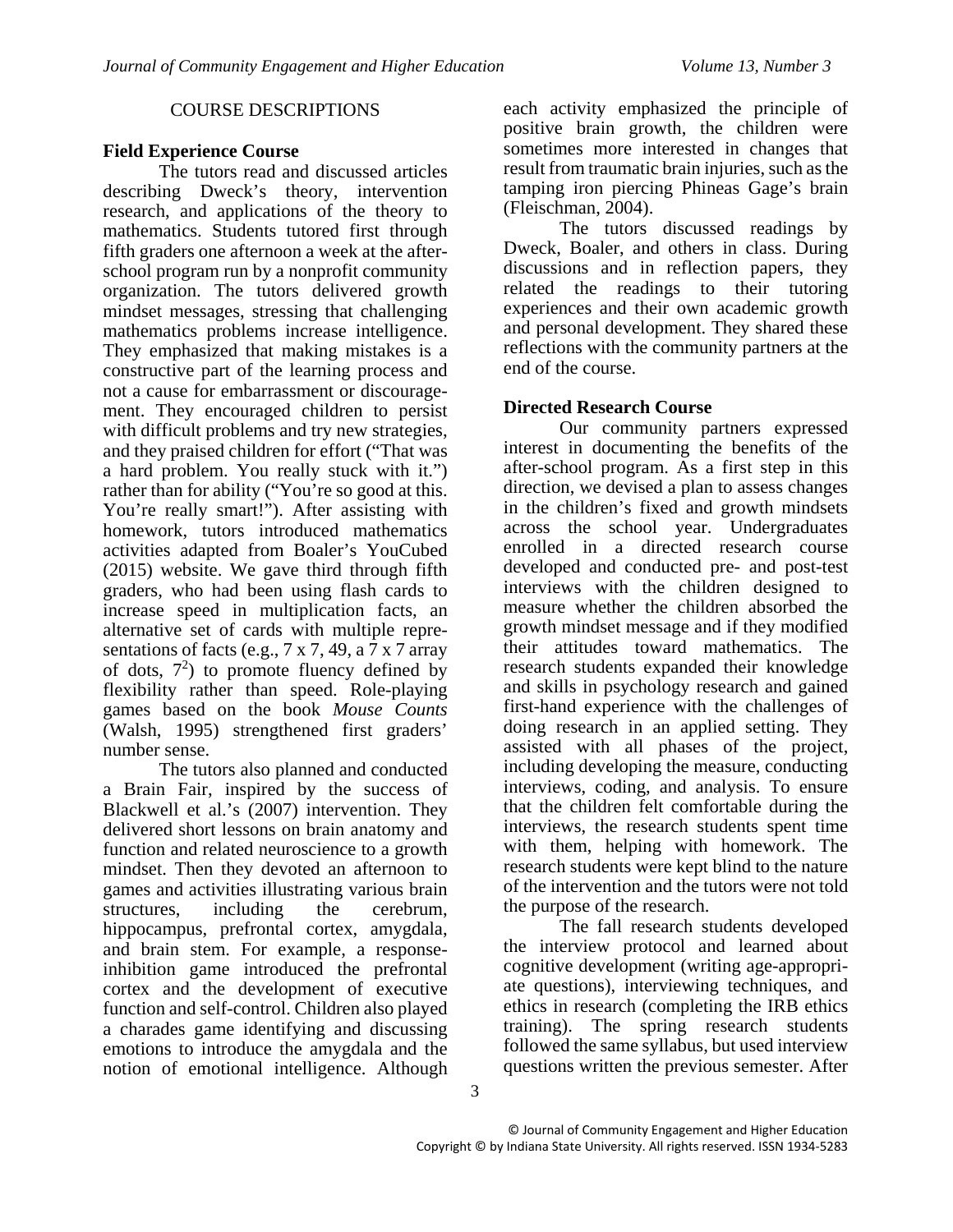## COURSE DESCRIPTIONS

### Field Experience Course

The tutors read and discussed articles describing Dweck's theory, intervention research, and applications of the theory to mathematics. Students tutored first through fifth graders one afternoon a week at the after-school program run by a nonprofit community organization. The tutors delivered growth mindset messages, stressing that challenging mathematics problems increase intelligence. They emphasized that making mistakes is a constructive part of the learning process and not a cause for embarrassment or discouragement. They encouraged children to persist with difficult problems and try new strategies, and they praised children for effort ("That was a hard problem. You really stuck with it.") rather than for ability ("You're so good at this. You're really smart!"). After assisting with homework, tutors introduced mathematics activities adapted from Boaler's YouCubed (2015) website. We gave third through fifth graders, who had been using flash cards to increase speed in multiplication facts, an alternative set of cards with multiple representations of facts (e.g., 7 x 7, 49, a 7 x 7 array of dots, $7^2$) to promote fluency defined by flexibility rather than speed. Role-playing games based on the book *Mouse Counts* (Walsh, 1995) strengthened first graders' number sense.

The tutors also planned and conducted a Brain Fair, inspired by the success of Blackwell et al.'s (2007) intervention. They delivered short lessons on brain anatomy and function and related neuroscience to a growth mindset. Then they devoted an afternoon to games and activities illustrating various brain structures, including the cerebrum, hippocampus, prefrontal cortex, amygdala, and brain stem. For example, a response-inhibition game introduced the prefrontal cortex and the development of executive function and self-control. Children also played a charades game identifying and discussing emotions to introduce the amygdala and the notion of emotional intelligence. Although each activity emphasized the principle of positive brain growth, the children were sometimes more interested in changes that result from traumatic brain injuries, such as the tamping iron piercing Phineas Gage's brain (Fleischman, 2004).

The tutors discussed readings by Dweck, Boaler, and others in class. During discussions and in reflection papers, they related the readings to their tutoring experiences and their own academic growth and personal development. They shared these reflections with the community partners at the end of the course.

### Directed Research Course

Our community partners expressed interest in documenting the benefits of the after-school program. As a first step in this direction, we devised a plan to assess changes in the children's fixed and growth mindsets across the school year. Undergraduates enrolled in a directed research course developed and conducted pre- and post-test interviews with the children designed to measure whether the children absorbed the growth mindset message and if they modified their attitudes toward mathematics. The research students expanded their knowledge and skills in psychology research and gained first-hand experience with the challenges of doing research in an applied setting. They assisted with all phases of the project, including developing the measure, conducting interviews, coding, and analysis. To ensure that the children felt comfortable during the interviews, the research students spent time with them, helping with homework. The research students were kept blind to the nature of the intervention and the tutors were not told the purpose of the research.

The fall research students developed the interview protocol and learned about cognitive development (writing age-appropriate questions), interviewing techniques, and ethics in research (completing the IRB ethics training). The spring research students followed the same syllabus, but used interview questions written the previous semester. After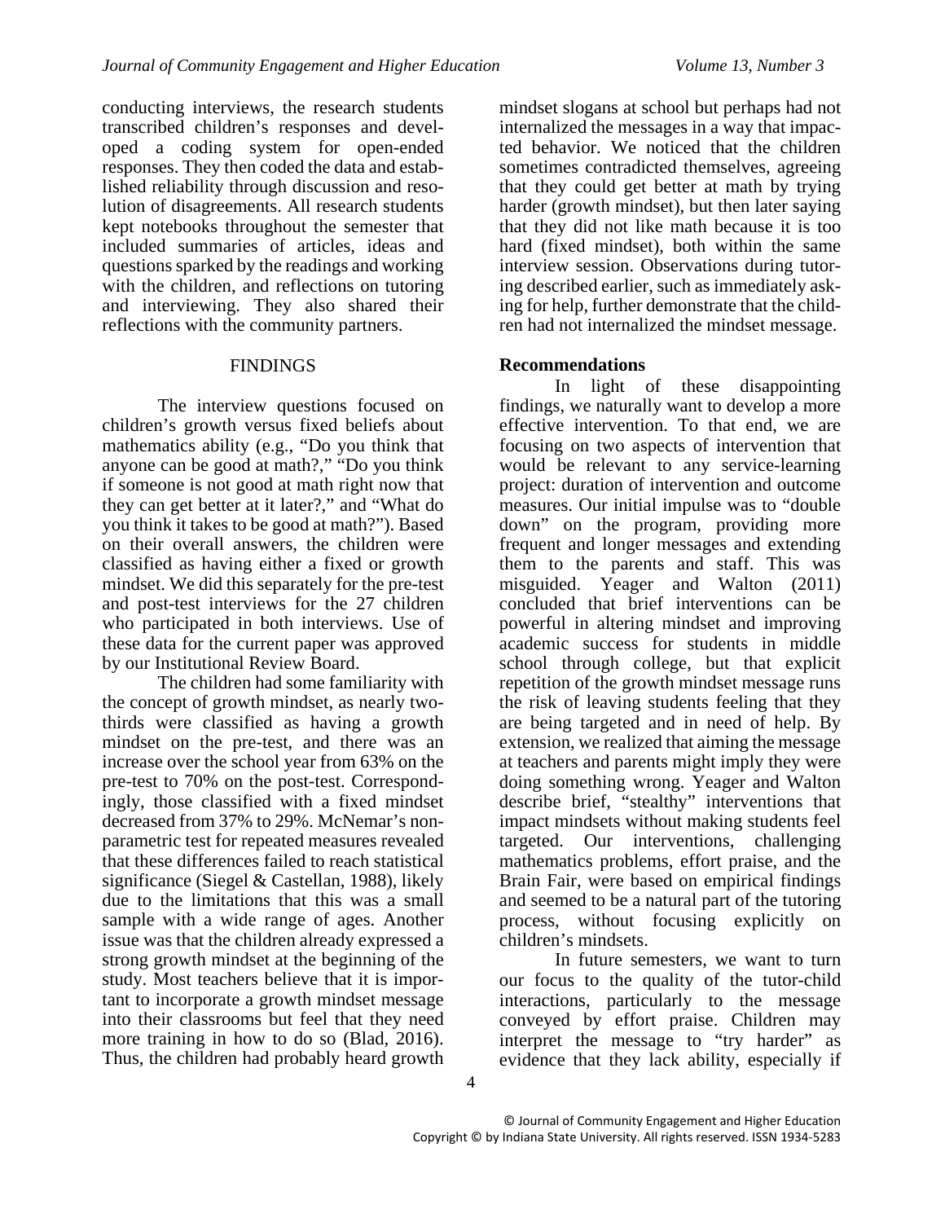conducting interviews, the research students transcribed children's responses and developed a coding system for open-ended responses. They then coded the data and established reliability through discussion and resolution of disagreements. All research students kept notebooks throughout the semester that included summaries of articles, ideas and questions sparked by the readings and working with the children, and reflections on tutoring and interviewing. They also shared their reflections with the community partners.

## FINDINGS

The interview questions focused on children's growth versus fixed beliefs about mathematics ability (e.g., "Do you think that anyone can be good at math?," "Do you think if someone is not good at math right now that they can get better at it later?," and "What do you think it takes to be good at math?"). Based on their overall answers, the children were classified as having either a fixed or growth mindset. We did this separately for the pre-test and post-test interviews for the 27 children who participated in both interviews. Use of these data for the current paper was approved by our Institutional Review Board.

The children had some familiarity with the concept of growth mindset, as nearly two-thirds were classified as having a growth mindset on the pre-test, and there was an increase over the school year from 63% on the pre-test to 70% on the post-test. Correspondingly, those classified with a fixed mindset decreased from 37% to 29%. McNemar's nonparametric test for repeated measures revealed that these differences failed to reach statistical significance (Siegel & Castellan, 1988), likely due to the limitations that this was a small sample with a wide range of ages. Another issue was that the children already expressed a strong growth mindset at the beginning of the study. Most teachers believe that it is important to incorporate a growth mindset message into their classrooms but feel that they need more training in how to do so (Blad, 2016). Thus, the children had probably heard growth mindset slogans at school but perhaps had not internalized the messages in a way that impacted behavior. We noticed that the children sometimes contradicted themselves, agreeing that they could get better at math by trying harder (growth mindset), but then later saying that they did not like math because it is too hard (fixed mindset), both within the same interview session. Observations during tutoring described earlier, such as immediately asking for help, further demonstrate that the children had not internalized the mindset message.

### Recommendations

In light of these disappointing findings, we naturally want to develop a more effective intervention. To that end, we are focusing on two aspects of intervention that would be relevant to any service-learning project: duration of intervention and outcome measures. Our initial impulse was to "double down" on the program, providing more frequent and longer messages and extending them to the parents and staff. This was misguided. Yeager and Walton (2011) concluded that brief interventions can be powerful in altering mindset and improving academic success for students in middle school through college, but that explicit repetition of the growth mindset message runs the risk of leaving students feeling that they are being targeted and in need of help. By extension, we realized that aiming the message at teachers and parents might imply they were doing something wrong. Yeager and Walton describe brief, "stealthy" interventions that impact mindsets without making students feel targeted. Our interventions, challenging mathematics problems, effort praise, and the Brain Fair, were based on empirical findings and seemed to be a natural part of the tutoring process, without focusing explicitly on children's mindsets.

In future semesters, we want to turn our focus to the quality of the tutor-child interactions, particularly to the message conveyed by effort praise. Children may interpret the message to "try harder" as evidence that they lack ability, especially if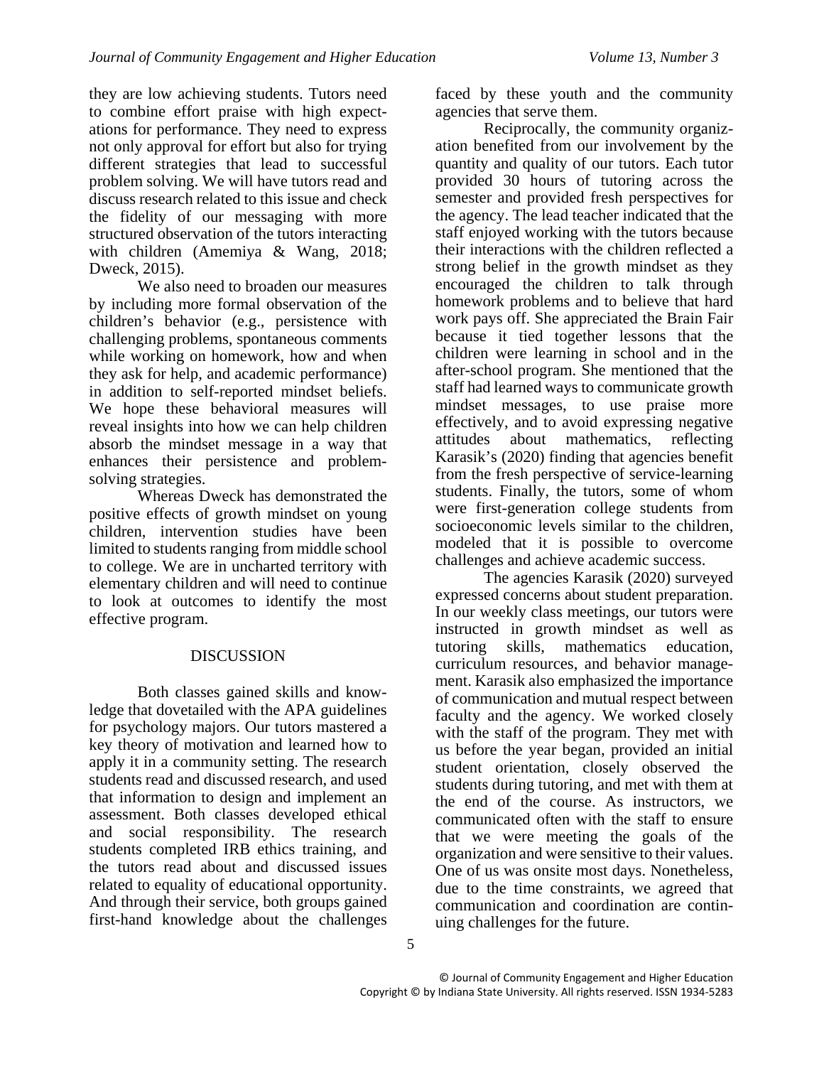they are low achieving students. Tutors need to combine effort praise with high expectations for performance. They need to express not only approval for effort but also for trying different strategies that lead to successful problem solving. We will have tutors read and discuss research related to this issue and check the fidelity of our messaging with more structured observation of the tutors interacting with children (Amemiya & Wang, 2018; Dweck, 2015).

We also need to broaden our measures by including more formal observation of the children's behavior (e.g., persistence with challenging problems, spontaneous comments while working on homework, how and when they ask for help, and academic performance) in addition to self-reported mindset beliefs. We hope these behavioral measures will reveal insights into how we can help children absorb the mindset message in a way that enhances their persistence and problem-solving strategies.

Whereas Dweck has demonstrated the positive effects of growth mindset on young children, intervention studies have been limited to students ranging from middle school to college. We are in uncharted territory with elementary children and will need to continue to look at outcomes to identify the most effective program.

## DISCUSSION

Both classes gained skills and knowledge that dovetailed with the APA guidelines for psychology majors. Our tutors mastered a key theory of motivation and learned how to apply it in a community setting. The research students read and discussed research, and used that information to design and implement an assessment. Both classes developed ethical and social responsibility. The research students completed IRB ethics training, and the tutors read about and discussed issues related to equality of educational opportunity. And through their service, both groups gained first-hand knowledge about the challenges faced by these youth and the community agencies that serve them.

Reciprocally, the community organization benefited from our involvement by the quantity and quality of our tutors. Each tutor provided 30 hours of tutoring across the semester and provided fresh perspectives for the agency. The lead teacher indicated that the staff enjoyed working with the tutors because their interactions with the children reflected a strong belief in the growth mindset as they encouraged the children to talk through homework problems and to believe that hard work pays off. She appreciated the Brain Fair because it tied together lessons that the children were learning in school and in the after-school program. She mentioned that the staff had learned ways to communicate growth mindset messages, to use praise more effectively, and to avoid expressing negative attitudes about mathematics, reflecting Karasik's (2020) finding that agencies benefit from the fresh perspective of service-learning students. Finally, the tutors, some of whom were first-generation college students from socioeconomic levels similar to the children, modeled that it is possible to overcome challenges and achieve academic success.

The agencies Karasik (2020) surveyed expressed concerns about student preparation. In our weekly class meetings, our tutors were instructed in growth mindset as well as tutoring skills, mathematics education, curriculum resources, and behavior management. Karasik also emphasized the importance of communication and mutual respect between faculty and the agency. We worked closely with the staff of the program. They met with us before the year began, provided an initial student orientation, closely observed the students during tutoring, and met with them at the end of the course. As instructors, we communicated often with the staff to ensure that we were meeting the goals of the organization and were sensitive to their values. One of us was onsite most days. Nonetheless, due to the time constraints, we agreed that communication and coordination are continuing challenges for the future.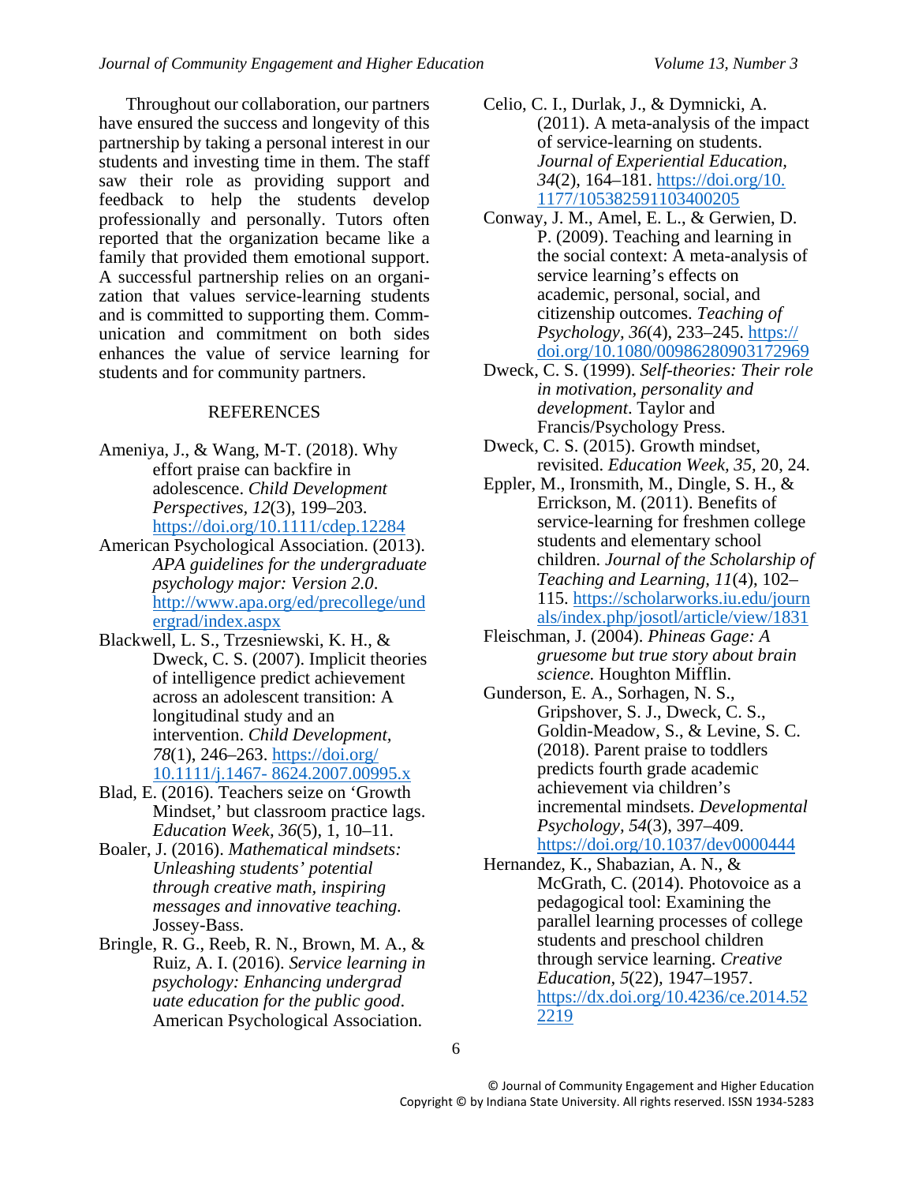Throughout our collaboration, our partners have ensured the success and longevity of this partnership by taking a personal interest in our students and investing time in them. The staff saw their role as providing support and feedback to help the students develop professionally and personally. Tutors often reported that the organization became like a family that provided them emotional support. A successful partnership relies on an organization that values service-learning students and is committed to supporting them. Communication and commitment on both sides enhances the value of service learning for students and for community partners.

## REFERENCES

Ameniya, J., & Wang, M-T. (2018). Why effort praise can backfire in adolescence. *Child Development Perspectives, 12*(3), 199–203. https://doi.org/10.1111/cdep.12284

American Psychological Association. (2013). *APA guidelines for the undergraduate psychology major: Version 2.0*. http://www.apa.org/ed/precollege/undergrad/index.aspx

Blackwell, L. S., Trzesniewski, K. H., & Dweck, C. S. (2007). Implicit theories of intelligence predict achievement across an adolescent transition: A longitudinal study and an intervention. *Child Development, 78*(1), 246–263. https://doi.org/10.1111/j.1467- 8624.2007.00995.x

Blad, E. (2016). Teachers seize on 'Growth Mindset,' but classroom practice lags. *Education Week, 36*(5), 1, 10–11.

Boaler, J. (2016). *Mathematical mindsets: Unleashing students' potential through creative math, inspiring messages and innovative teaching.* Jossey-Bass.

Bringle, R. G., Reeb, R. N., Brown, M. A., & Ruiz, A. I. (2016). *Service learning in psychology: Enhancing undergraduate education for the public good*. American Psychological Association.

Celio, C. I., Durlak, J., & Dymnicki, A. (2011). A meta-analysis of the impact of service-learning on students. *Journal of Experiential Education, 34*(2), 164–181. https://doi.org/10.1177/105382591103400205

Conway, J. M., Amel, E. L., & Gerwien, D. P. (2009). Teaching and learning in the social context: A meta-analysis of service learning's effects on academic, personal, social, and citizenship outcomes. *Teaching of Psychology, 36*(4), 233–245. https://doi.org/10.1080/00986280903172969

Dweck, C. S. (1999). *Self-theories: Their role in motivation, personality and development*. Taylor and Francis/Psychology Press.

Dweck, C. S. (2015). Growth mindset, revisited. *Education Week, 35*, 20, 24.

Eppler, M., Ironsmith, M., Dingle, S. H., & Errickson, M. (2011). Benefits of service-learning for freshmen college students and elementary school children. *Journal of the Scholarship of Teaching and Learning, 11*(4), 102–115. https://scholarworks.iu.edu/journals/index.php/josotl/article/view/1831

Fleischman, J. (2004). *Phineas Gage: A gruesome but true story about brain science.* Houghton Mifflin.

Gunderson, E. A., Sorhagen, N. S., Gripshover, S. J., Dweck, C. S., Goldin-Meadow, S., & Levine, S. C. (2018). Parent praise to toddlers predicts fourth grade academic achievement via children's incremental mindsets. *Developmental Psychology, 54*(3), 397–409. https://doi.org/10.1037/dev0000444

Hernandez, K., Shabazian, A. N., & McGrath, C. (2014). Photovoice as a pedagogical tool: Examining the parallel learning processes of college students and preschool children through service learning. *Creative Education, 5*(22), 1947–1957. https://dx.doi.org/10.4236/ce.2014.522219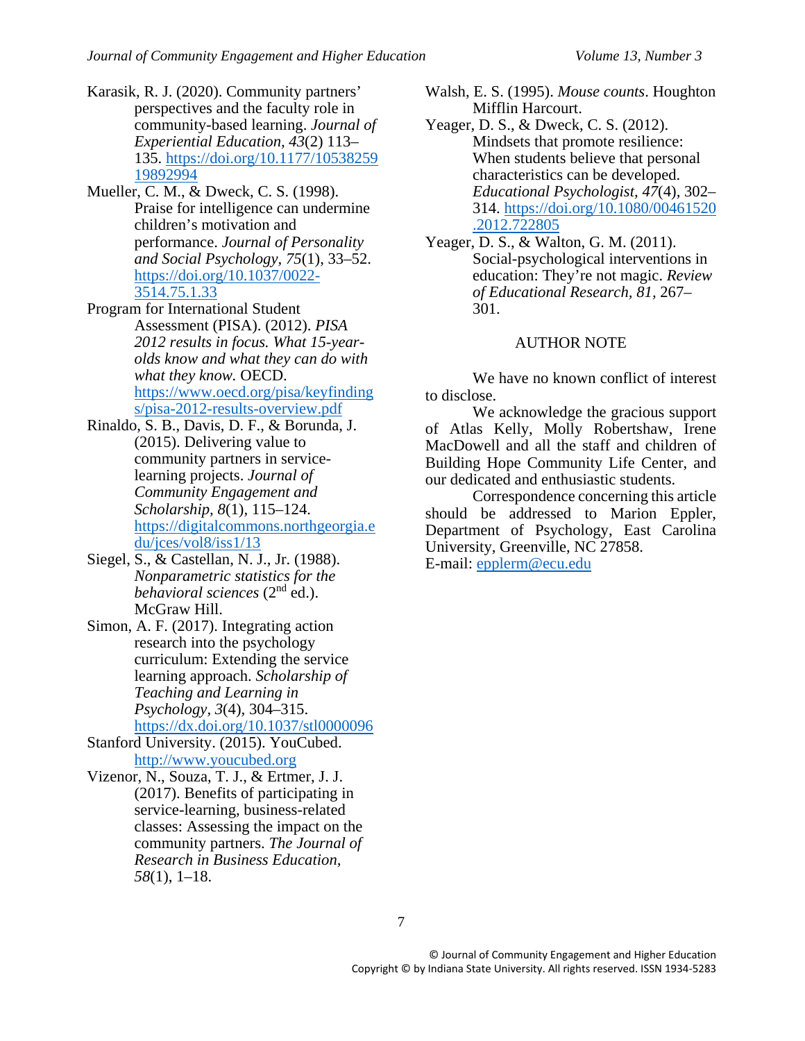Karasik, R. J. (2020). Community partners' perspectives and the faculty role in community-based learning. *Journal of Experiential Education, 43*(2) 113–135. https://doi.org/10.1177/1053825919892994

Mueller, C. M., & Dweck, C. S. (1998). Praise for intelligence can undermine children's motivation and performance. *Journal of Personality and Social Psychology, 75*(1), 33–52. https://doi.org/10.1037/0022-3514.75.1.33

Program for International Student Assessment (PISA). (2012). *PISA 2012 results in focus. What 15-year-olds know and what they can do with what they know.* OECD. https://www.oecd.org/pisa/keyfindings/pisa-2012-results-overview.pdf

Rinaldo, S. B., Davis, D. F., & Borunda, J. (2015). Delivering value to community partners in service-learning projects. *Journal of Community Engagement and Scholarship, 8*(1), 115–124. https://digitalcommons.northgeorgia.edu/jces/vol8/iss1/13

Siegel, S., & Castellan, N. J., Jr. (1988). *Nonparametric statistics for the behavioral sciences* (2nd ed.). McGraw Hill.

Simon, A. F. (2017). Integrating action research into the psychology curriculum: Extending the service learning approach. *Scholarship of Teaching and Learning in Psychology, 3*(4), 304–315. https://dx.doi.org/10.1037/stl0000096

Stanford University. (2015). YouCubed. http://www.youcubed.org

Vizenor, N., Souza, T. J., & Ertmer, J. J. (2017). Benefits of participating in service-learning, business-related classes: Assessing the impact on the community partners. *The Journal of Research in Business Education, 58*(1), 1–18.

Walsh, E. S. (1995). *Mouse counts*. Houghton Mifflin Harcourt.

Yeager, D. S., & Dweck, C. S. (2012). Mindsets that promote resilience: When students believe that personal characteristics can be developed. *Educational Psychologist, 47*(4), 302–314. https://doi.org/10.1080/00461520.2012.722805

Yeager, D. S., & Walton, G. M. (2011). Social-psychological interventions in education: They're not magic. *Review of Educational Research, 81*, 267–301.

## AUTHOR NOTE

We have no known conflict of interest to disclose.

We acknowledge the gracious support of Atlas Kelly, Molly Robertshaw, Irene MacDowell and all the staff and children of Building Hope Community Life Center, and our dedicated and enthusiastic students.

Correspondence concerning this article should be addressed to Marion Eppler, Department of Psychology, East Carolina University, Greenville, NC 27858.
E-mail: epplerm@ecu.edu